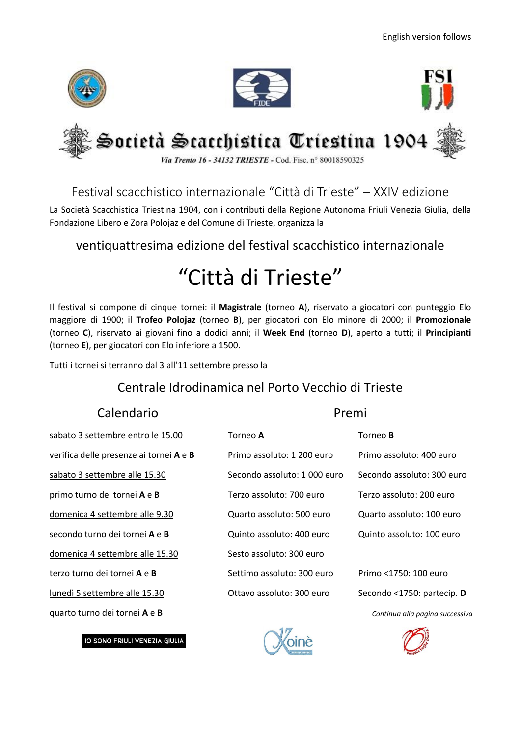English version follows

# Società Scacchistica Triestina 1904

*Via Trento 16 - 34132 TRIESTE* - Cod. Fisc. n° 80018590325

## Festival scacchistico internazionale "Città di Trieste" – XXIV edizione

La Società Scacchistica Triestina 1904, con i contributi della Regione Autonoma Friuli Venezia Giulia, della Fondazione Libero e Zora Polojaz e del Comune di Trieste, organizza la

### ventiquattresima edizione del festival scacchistico internazionale

# "Città di Trieste"

Il festival si compone di cinque tornei: il **Magistrale** (torneo **A**), riservato a giocatori con punteggio Elo maggiore di 1900; il **Trofeo Polojaz** (torneo **B**), per giocatori con Elo minore di 2000; il **Promozionale** (torneo **C**), riservato ai giovani fino a dodici anni; il **Week End** (torneo **D**), aperto a tutti; il **Principianti** (torneo **E**), per giocatori con Elo inferiore a 1500.

Tutti i tornei si terranno dal 3 all'11 settembre presso la

### Centrale Idrodinamica nel Porto Vecchio di Trieste

## Calendario

sabato 3 settembre entro le 15.00

verifica delle presenze ai tornei **A** e **B**

sabato 3 settembre alle 15.30

primo turno dei tornei **A** e **B**

domenica 4 settembre alle 9.30

secondo turno dei tornei **A** e **B**

domenica 4 settembre alle 15.30

terzo turno dei tornei **A** e **B**

lunedì 5 settembre alle 15.30

quarto turno dei tornei **A** e **B**

## Premi

| Torneo **A** | Torneo **B** |
|---|---|
| Primo assoluto: 1 200 euro | Primo assoluto: 400 euro |
| Secondo assoluto: 1 000 euro | Secondo assoluto: 300 euro |
| Terzo assoluto: 700 euro | Terzo assoluto: 200 euro |
| Quarto assoluto: 500 euro | Quarto assoluto: 100 euro |
| Quinto assoluto: 400 euro | Quinto assoluto: 100 euro |
| Sesto assoluto: 300 euro | |
| Settimo assoluto: 300 euro | Primo <1750: 100 euro |
| Ottavo assoluto: 300 euro | Secondo <1750: partecip. **D** |

*Continua alla pagina successiva*

IO SONO FRIULI VENEZIA GIULIA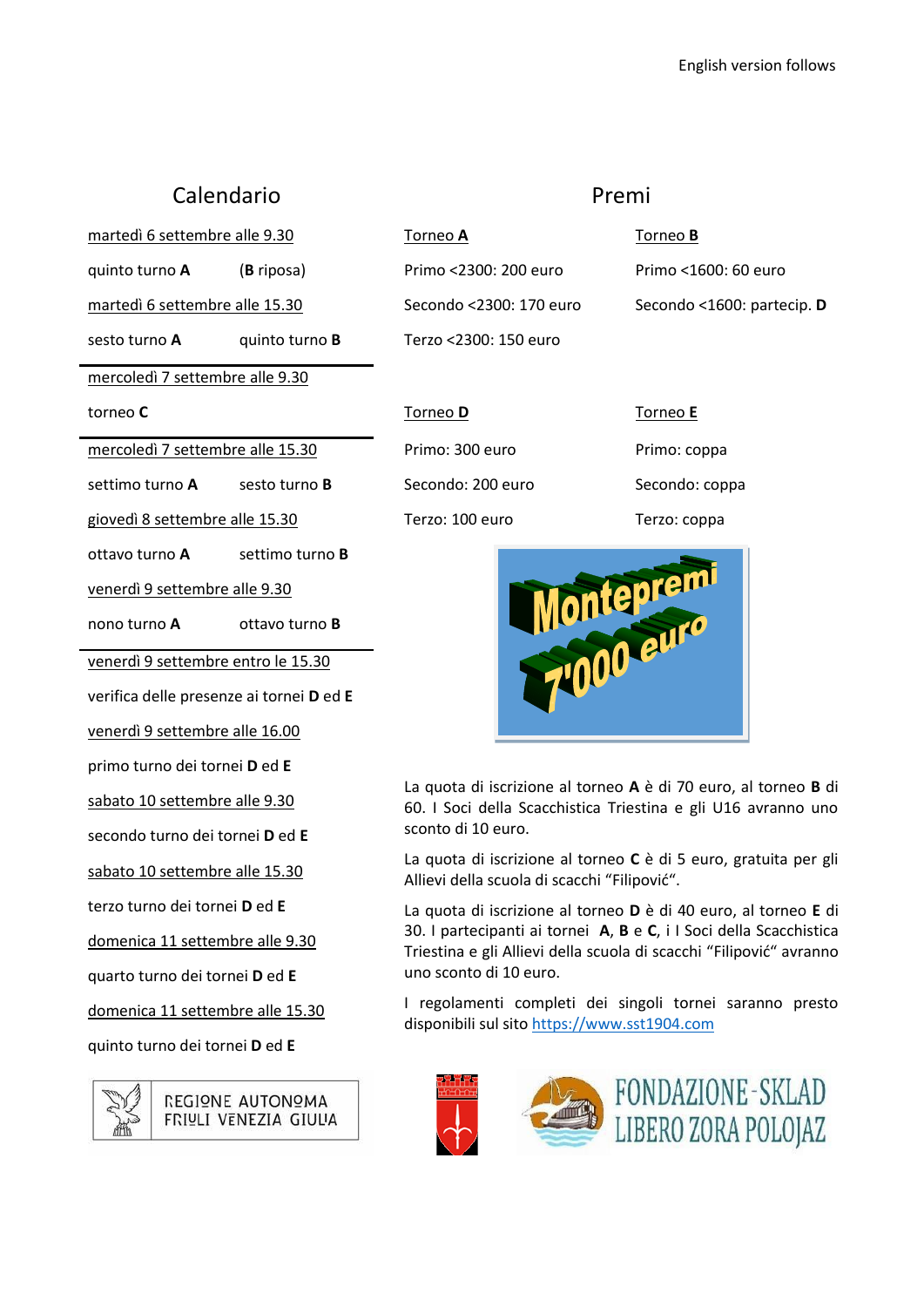English version follows

## Calendario

martedì 6 settembre alle 9.30

quinto turno **A** (**B** riposa)

martedì 6 settembre alle 15.30

sesto turno **A** quinto turno **B**

mercoledì 7 settembre alle 9.30

torneo **C**

mercoledì 7 settembre alle 15.30

settimo turno **A** sesto turno **B**

giovedì 8 settembre alle 15.30

ottavo turno **A** settimo turno **B**

venerdì 9 settembre alle 9.30

nono turno **A** ottavo turno **B**

venerdì 9 settembre entro le 15.30

verifica delle presenze ai tornei **D** ed **E**

venerdì 9 settembre alle 16.00

primo turno dei tornei **D** ed **E**

sabato 10 settembre alle 9.30

secondo turno dei tornei **D** ed **E**

sabato 10 settembre alle 15.30

terzo turno dei tornei **D** ed **E**

domenica 11 settembre alle 9.30

quarto turno dei tornei **D** ed **E**

domenica 11 settembre alle 15.30

quinto turno dei tornei **D** ed **E**

REGIONE AUTONOMA FRIULI VENEZIA GIULIA

## Premi

| Torneo **A** | Torneo **B** |
|---|---|
| Primo <2300: 200 euro | Primo <1600: 60 euro |
| Secondo <2300: 170 euro | Secondo <1600: partecip. **D** |
| Terzo <2300: 150 euro | |

| Torneo **D** | Torneo **E** |
|---|---|
| Primo: 300 euro | Primo: coppa |
| Secondo: 200 euro | Secondo: coppa |
| Terzo: 100 euro | Terzo: coppa |

Montepremi 7'000 euro

La quota di iscrizione al torneo **A** è di 70 euro, al torneo **B** di 60. I Soci della Scacchistica Triestina e gli U16 avranno uno sconto di 10 euro.

La quota di iscrizione al torneo **C** è di 5 euro, gratuita per gli Allievi della scuola di scacchi "Filipović".

La quota di iscrizione al torneo **D** è di 40 euro, al torneo **E** di 30. I partecipanti ai tornei **A**, **B** e **C**, i I Soci della Scacchistica Triestina e gli Allievi della scuola di scacchi "Filipović" avranno uno sconto di 10 euro.

I regolamenti completi dei singoli tornei saranno presto disponibili sul sito https://www.sst1904.com

FONDAZIONE-SKLAD LIBERO ZORA POLOJAZ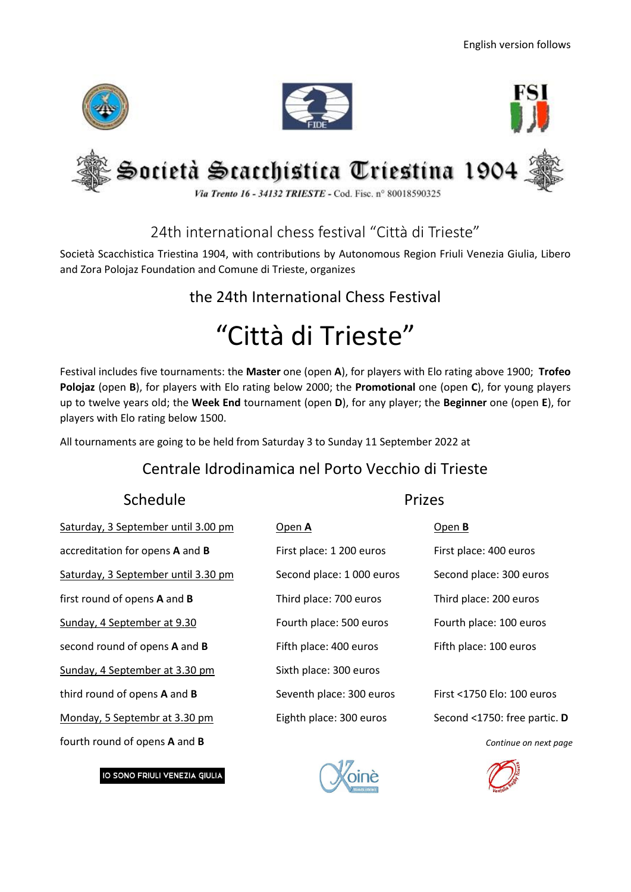English version follows

Società Scacchistica Triestina 1904

*Via Trento 16 - 34132 TRIESTE -* Cod. Fisc. n° 80018590325

## 24th international chess festival "Città di Trieste"

Società Scacchistica Triestina 1904, with contributions by Autonomous Region Friuli Venezia Giulia, Libero and Zora Polojaz Foundation and Comune di Trieste, organizes

### the 24th International Chess Festival

# "Città di Trieste"

Festival includes five tournaments: the **Master** one (open **A**), for players with Elo rating above 1900; **Trofeo Polojaz** (open **B**), for players with Elo rating below 2000; the **Promotional** one (open **C**), for young players up to twelve years old; the **Week End** tournament (open **D**), for any player; the **Beginner** one (open **E**), for players with Elo rating below 1500.

All tournaments are going to be held from Saturday 3 to Sunday 11 September 2022 at

## Centrale Idrodinamica nel Porto Vecchio di Trieste

## Schedule

Saturday, 3 September until 3.00 pm

accreditation for opens **A** and **B**

Saturday, 3 September until 3.30 pm

first round of opens **A** and **B**

Sunday, 4 September at 9.30

second round of opens **A** and **B**

Sunday, 4 September at 3.30 pm

third round of opens **A** and **B**

Monday, 5 Septembr at 3.30 pm

fourth round of opens **A** and **B**

## Prizes

| Open **A** | Open **B** |
|---|---|
| First place: 1 200 euros | First place: 400 euros |
| Second place: 1 000 euros | Second place: 300 euros |
| Third place: 700 euros | Third place: 200 euros |
| Fourth place: 500 euros | Fourth place: 100 euros |
| Fifth place: 400 euros | Fifth place: 100 euros |
| Sixth place: 300 euros | |
| Seventh place: 300 euros | First <1750 Elo: 100 euros |
| Eighth place: 300 euros | Second <1750: free partic. **D** |

*Continue on next page*

IO SONO FRIULI VENEZIA GIULIA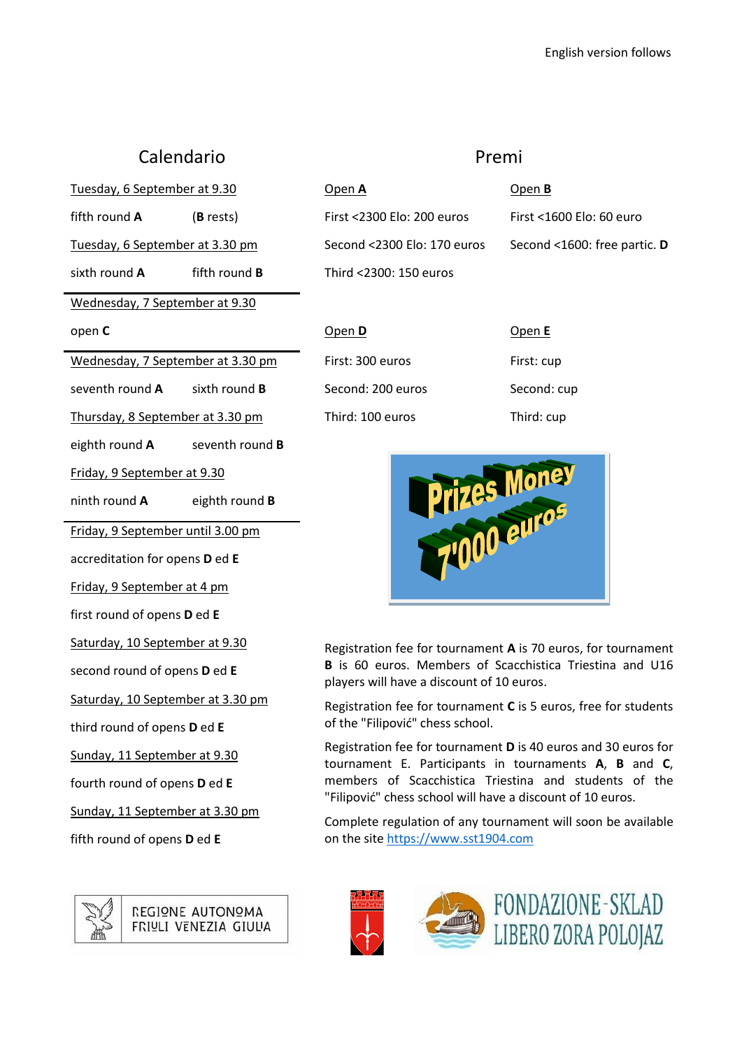English version follows

## Calendario

Tuesday, 6 September at 9.30

fifth round **A** (**B** rests)

Tuesday, 6 September at 3.30 pm

sixth round **A** fifth round **B**

Wednesday, 7 September at 9.30

open **C**

Wednesday, 7 September at 3.30 pm

seventh round **A** sixth round **B**

Thursday, 8 September at 3.30 pm

eighth round **A** seventh round **B**

Friday, 9 September at 9.30

ninth round **A** eighth round **B**

Friday, 9 September until 3.00 pm

accreditation for opens **D** ed **E**

Friday, 9 September at 4 pm

first round of opens **D** ed **E**

Saturday, 10 September at 9.30

second round of opens **D** ed **E**

Saturday, 10 September at 3.30 pm

third round of opens **D** ed **E**

Sunday, 11 September at 9.30

fourth round of opens **D** ed **E**

Sunday, 11 September at 3.30 pm

fifth round of opens **D** ed **E**

## Premi

| Open **A** | Open **B** |
|---|---|
| First <2300 Elo: 200 euros | First <1600 Elo: 60 euro |
| Second <2300 Elo: 170 euros | Second <1600: free partic. **D** |
| Third <2300: 150 euros | |

| Open **D** | Open **E** |
|---|---|
| First: 300 euros | First: cup |
| Second: 200 euros | Second: cup |
| Third: 100 euros | Third: cup |

Prizes Money 7'000 euros

Registration fee for tournament **A** is 70 euros, for tournament **B** is 60 euros. Members of Scacchistica Triestina and U16 players will have a discount of 10 euros.

Registration fee for tournament **C** is 5 euros, free for students of the "Filipović" chess school.

Registration fee for tournament **D** is 40 euros and 30 euros for tournament E. Participants in tournaments **A**, **B** and **C**, members of Scacchistica Triestina and students of the "Filipović" chess school will have a discount of 10 euros.

Complete regulation of any tournament will soon be available on the site https://www.sst1904.com

REGIONE AUTONOMA FRIULI VENEZIA GIULIA

FONDAZIONE-SKLAD LIBERO ZORA POLOJAZ